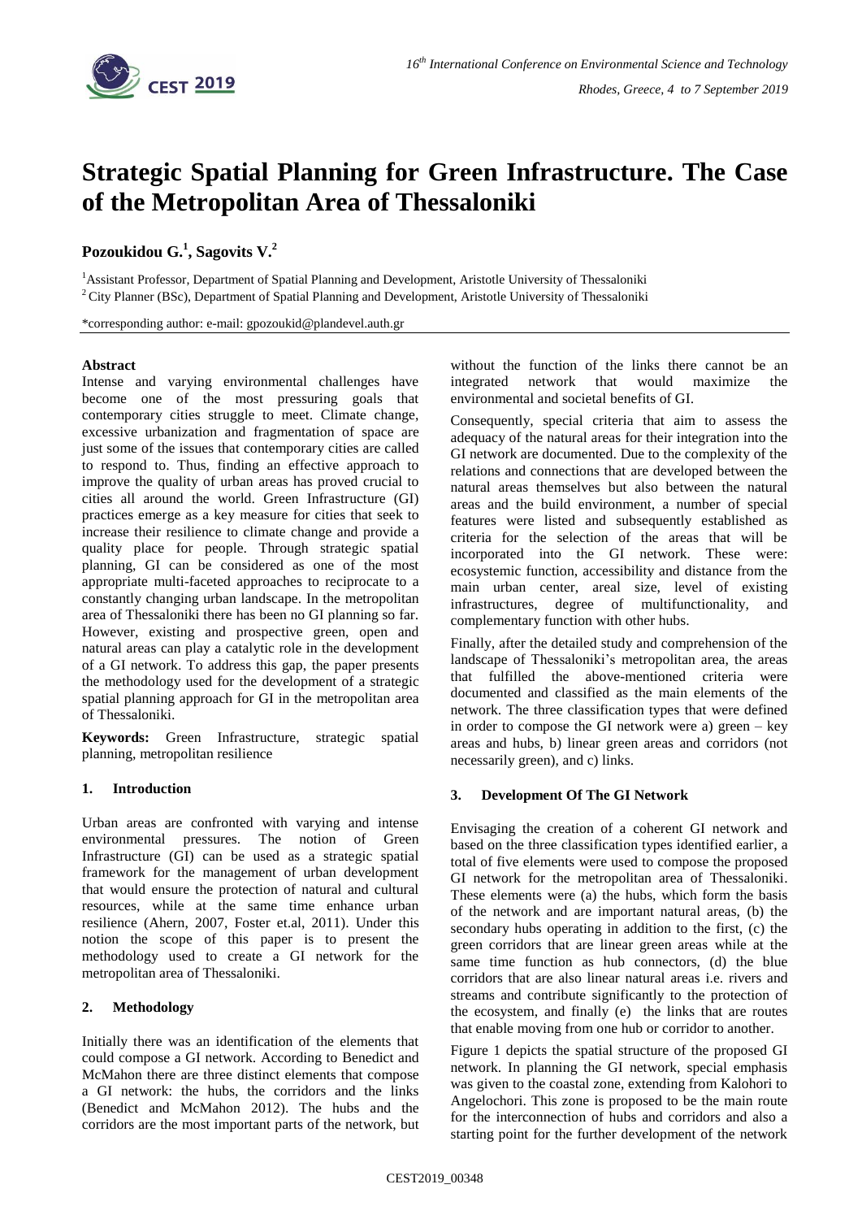# Strategic Spatial Planning for Green Infrastructure. The Case of the Metropolitan Area of Thessaloniki

**Pozoukidou G.[1], Sagovits V.[2]**

[1]Assistant Professor, Department of Spatial Planning and Development, Aristotle University of Thessaloniki
[2]City Planner (BSc), Department of Spatial Planning and Development, Aristotle University of Thessaloniki

*corresponding author: e-mail: gpozoukid@plandevel.auth.gr

**Abstract**

Intense and varying environmental challenges have become one of the most pressuring goals that contemporary cities struggle to meet. Climate change, excessive urbanization and fragmentation of space are just some of the issues that contemporary cities are called to respond to. Thus, finding an effective approach to improve the quality of urban areas has proved crucial to cities all around the world. Green Infrastructure (GI) practices emerge as a key measure for cities that seek to increase their resilience to climate change and provide a quality place for people. Through strategic spatial planning, GI can be considered as one of the most appropriate multi-faceted approaches to reciprocate to a constantly changing urban landscape. In the metropolitan area of Thessaloniki there has been no GI planning so far. However, existing and prospective green, open and natural areas can play a catalytic role in the development of a GI network. To address this gap, the paper presents the methodology used for the development of a strategic spatial planning approach for GI in the metropolitan area of Thessaloniki.

**Keywords:** Green Infrastructure, strategic spatial planning, metropolitan resilience

## 1. Introduction

Urban areas are confronted with varying and intense environmental pressures. The notion of Green Infrastructure (GI) can be used as a strategic spatial framework for the management of urban development that would ensure the protection of natural and cultural resources, while at the same time enhance urban resilience (Ahern, 2007, Foster et.al, 2011). Under this notion the scope of this paper is to present the methodology used to create a GI network for the metropolitan area of Thessaloniki.

## 2. Methodology

Initially there was an identification of the elements that could compose a GI network. According to Benedict and McMahon there are three distinct elements that compose a GI network: the hubs, the corridors and the links (Benedict and McMahon 2012). The hubs and the corridors are the most important parts of the network, but without the function of the links there cannot be an integrated network that would maximize the environmental and societal benefits of GI.

Consequently, special criteria that aim to assess the adequacy of the natural areas for their integration into the GI network are documented. Due to the complexity of the relations and connections that are developed between the natural areas themselves but also between the natural areas and the build environment, a number of special features were listed and subsequently established as criteria for the selection of the areas that will be incorporated into the GI network. These were: ecosystemic function, accessibility and distance from the main urban center, areal size, level of existing infrastructures, degree of multifunctionality, and complementary function with other hubs.

Finally, after the detailed study and comprehension of the landscape of Thessaloniki's metropolitan area, the areas that fulfilled the above-mentioned criteria were documented and classified as the main elements of the network. The three classification types that were defined in order to compose the GI network were a) green – key areas and hubs, b) linear green areas and corridors (not necessarily green), and c) links.

## 3. Development Of The GI Network

Envisaging the creation of a coherent GI network and based on the three classification types identified earlier, a total of five elements were used to compose the proposed GI network for the metropolitan area of Thessaloniki. These elements were (a) the hubs, which form the basis of the network and are important natural areas, (b) the secondary hubs operating in addition to the first, (c) the green corridors that are linear green areas while at the same time function as hub connectors, (d) the blue corridors that are also linear natural areas i.e. rivers and streams and contribute significantly to the protection of the ecosystem, and finally (e) the links that are routes that enable moving from one hub or corridor to another.

Figure 1 depicts the spatial structure of the proposed GI network. In planning the GI network, special emphasis was given to the coastal zone, extending from Kalohori to Angelochori. This zone is proposed to be the main route for the interconnection of hubs and corridors and also a starting point for the further development of the network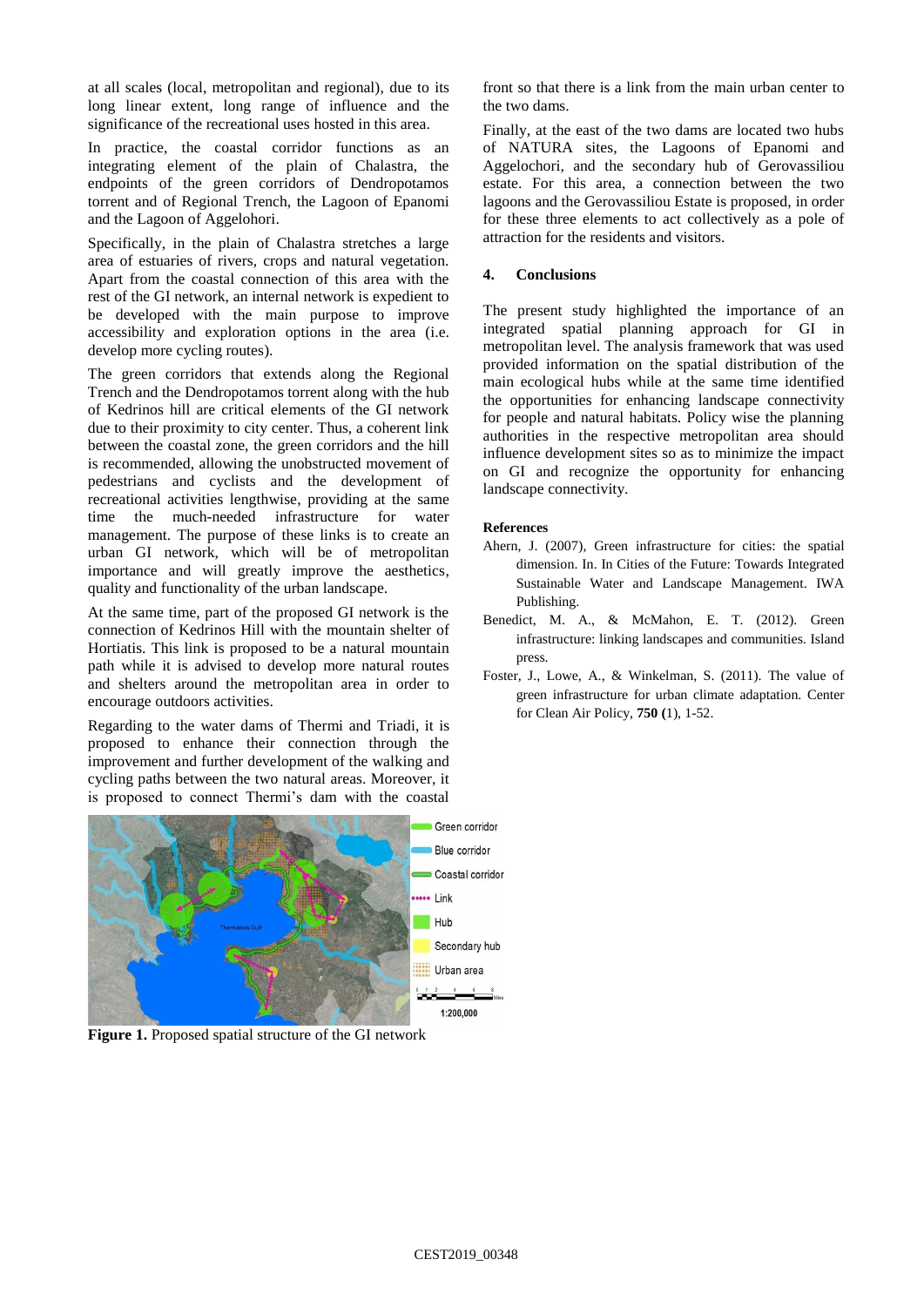at all scales (local, metropolitan and regional), due to its long linear extent, long range of influence and the significance of the recreational uses hosted in this area.

In practice, the coastal corridor functions as an integrating element of the plain of Chalastra, the endpoints of the green corridors of Dendropotamos torrent and of Regional Trench, the Lagoon of Epanomi and the Lagoon of Aggelohori.

Specifically, in the plain of Chalastra stretches a large area of estuaries of rivers, crops and natural vegetation. Apart from the coastal connection of this area with the rest of the GI network, an internal network is expedient to be developed with the main purpose to improve accessibility and exploration options in the area (i.e. develop more cycling routes).

The green corridors that extends along the Regional Trench and the Dendropotamos torrent along with the hub of Kedrinos hill are critical elements of the GI network due to their proximity to city center. Thus, a coherent link between the coastal zone, the green corridors and the hill is recommended, allowing the unobstructed movement of pedestrians and cyclists and the development of recreational activities lengthwise, providing at the same time the much-needed infrastructure for water management. The purpose of these links is to create an urban GI network, which will be of metropolitan importance and will greatly improve the aesthetics, quality and functionality of the urban landscape.

At the same time, part of the proposed GI network is the connection of Kedrinos Hill with the mountain shelter of Hortiatis. This link is proposed to be a natural mountain path while it is advised to develop more natural routes and shelters around the metropolitan area in order to encourage outdoors activities.

Regarding to the water dams of Thermi and Triadi, it is proposed to enhance their connection through the improvement and further development of the walking and cycling paths between the two natural areas. Moreover, it is proposed to connect Thermi's dam with the coastal front so that there is a link from the main urban center to the two dams.

Finally, at the east of the two dams are located two hubs of NATURA sites, the Lagoons of Epanomi and Aggelochori, and the secondary hub of Gerovassiliou estate. For this area, a connection between the two lagoons and the Gerovassiliou Estate is proposed, in order for these three elements to act collectively as a pole of attraction for the residents and visitors.

## 4. Conclusions

The present study highlighted the importance of an integrated spatial planning approach for GI in metropolitan level. The analysis framework that was used provided information on the spatial distribution of the main ecological hubs while at the same time identified the opportunities for enhancing landscape connectivity for people and natural habitats. Policy wise the planning authorities in the respective metropolitan area should influence development sites so as to minimize the impact on GI and recognize the opportunity for enhancing landscape connectivity.

Thermaikos Gulf

Green corridor
Blue corridor
Coastal corridor
Link
Hub
Secondary hub
Urban area
1:200,000

**Figure 1.** Proposed spatial structure of the GI network

### References

Ahern, J. (2007), Green infrastructure for cities: the spatial dimension. In. In Cities of the Future: Towards Integrated Sustainable Water and Landscape Management. IWA Publishing.

Benedict, M. A., & McMahon, E. T. (2012). Green infrastructure: linking landscapes and communities. Island press.

Foster, J., Lowe, A., & Winkelman, S. (2011). The value of green infrastructure for urban climate adaptation. Center for Clean Air Policy, **750 (**1), 1-52.